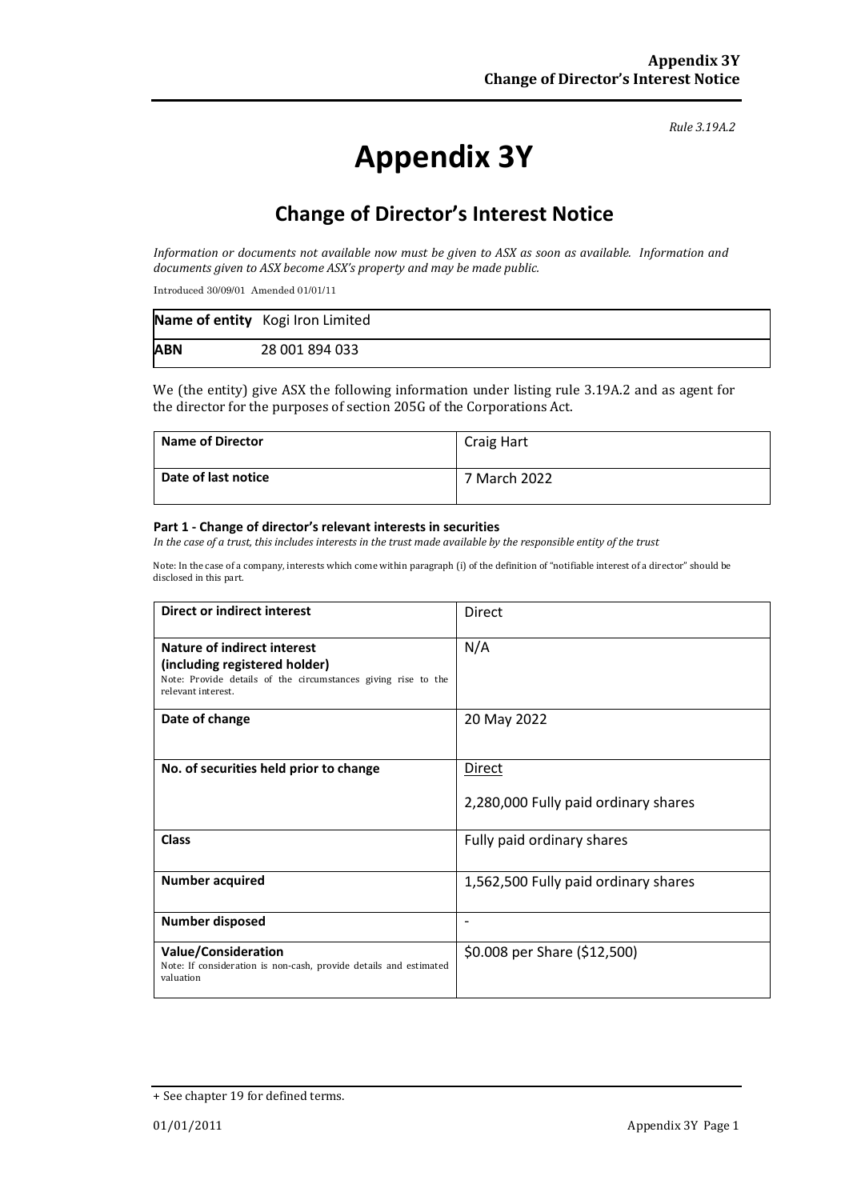*Rule 3.19A.2*

# Appendix 3Y

## Change of Director's Interest Notice

*Information or documents not available now must be given to ASX as soon as available. Information and documents given to ASX become ASX's property and may be made public.*

Introduced 30/09/01 Amended 01/01/11

| **Name of entity** | Kogi Iron Limited |
|---|---|
| **ABN** | 28 001 894 033 |

We (the entity) give ASX the following information under listing rule 3.19A.2 and as agent for the director for the purposes of section 205G of the Corporations Act.

| **Name of Director** | Craig Hart |
|---|---|
| **Date of last notice** | 7 March 2022 |

**Part 1 - Change of director's relevant interests in securities**

*In the case of a trust, this includes interests in the trust made available by the responsible entity of the trust*

Note: In the case of a company, interests which come within paragraph (i) of the definition of "notifiable interest of a director" should be disclosed in this part.

| **Direct or indirect interest** | Direct |
|---|---|
| **Nature of indirect interest (including registered holder)** Note: Provide details of the circumstances giving rise to the relevant interest. | N/A |
| **Date of change** | 20 May 2022 |
| **No. of securities held prior to change** | Direct<br>2,280,000 Fully paid ordinary shares |
| **Class** | Fully paid ordinary shares |
| **Number acquired** | 1,562,500 Fully paid ordinary shares |
| **Number disposed** | - |
| **Value/Consideration** Note: If consideration is non-cash, provide details and estimated valuation | $0.008 per Share ($12,500) |

+ See chapter 19 for defined terms.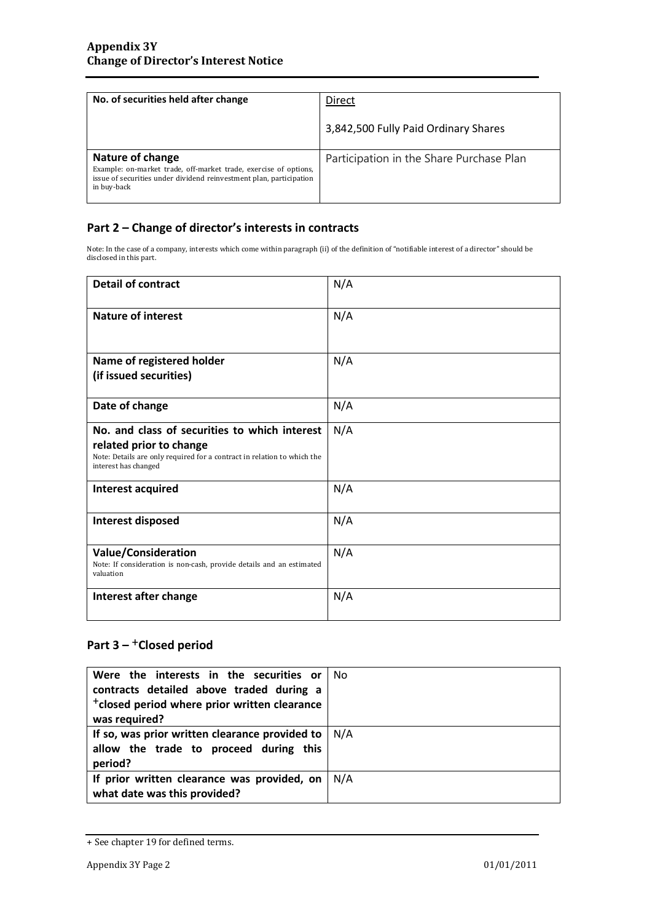| No. of securities held after change | Direct<br><br>3,842,500 Fully Paid Ordinary Shares |
|---|---|
| **Nature of change**<br>Example: on-market trade, off-market trade, exercise of options, issue of securities under dividend reinvestment plan, participation in buy-back | Participation in the Share Purchase Plan |

## Part 2 – Change of director's interests in contracts

Note: In the case of a company, interests which come within paragraph (ii) of the definition of "notifiable interest of a director" should be disclosed in this part.

| Detail of contract | N/A |
|---|---|
| **Nature of interest** | N/A |
| **Name of registered holder (if issued securities)** | N/A |
| **Date of change** | N/A |
| **No. and class of securities to which interest related prior to change**<br>Note: Details are only required for a contract in relation to which the interest has changed | N/A |
| **Interest acquired** | N/A |
| **Interest disposed** | N/A |
| **Value/Consideration**<br>Note: If consideration is non-cash, provide details and an estimated valuation | N/A |
| **Interest after change** | N/A |

## Part 3 – +Closed period

| Were the interests in the securities or contracts detailed above traded during a +closed period where prior written clearance was required? | No |
|---|---|
| **If so, was prior written clearance provided to allow the trade to proceed during this period?** | N/A |
| **If prior written clearance was provided, on what date was this provided?** | N/A |

+ See chapter 19 for defined terms.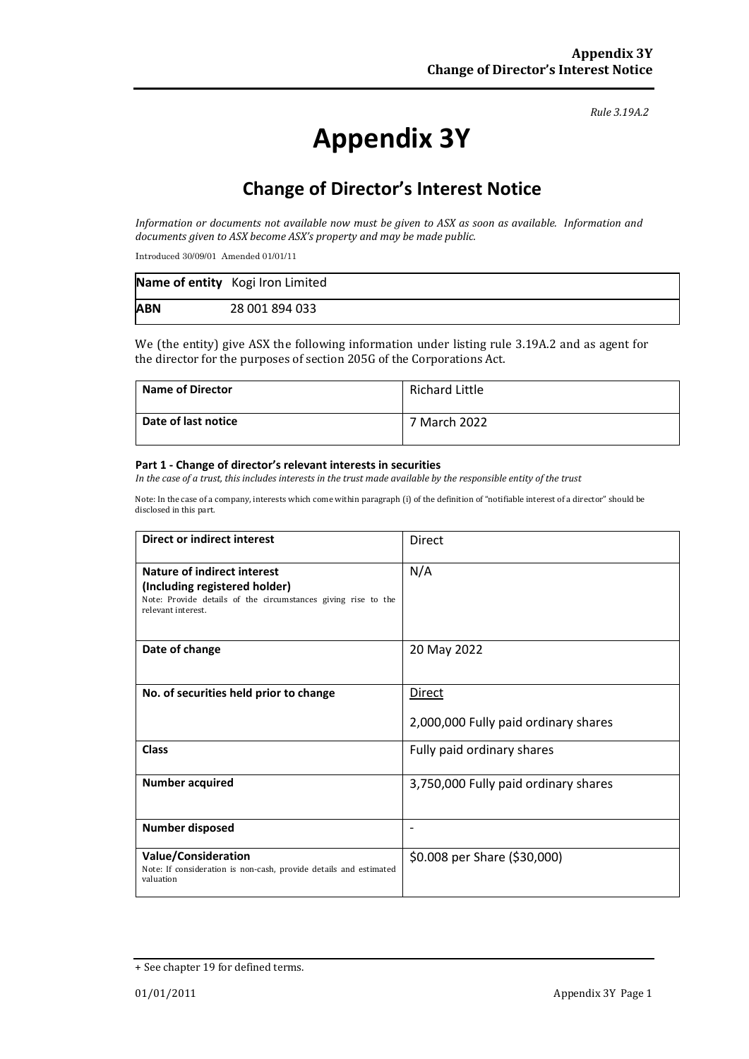Rule 3.19A.2

# Appendix 3Y

## Change of Director's Interest Notice

*Information or documents not available now must be given to ASX as soon as available. Information and documents given to ASX become ASX's property and may be made public.*

Introduced 30/09/01 Amended 01/01/11

| **Name of entity** | Kogi Iron Limited |
|---|---|
| **ABN** | 28 001 894 033 |

We (the entity) give ASX the following information under listing rule 3.19A.2 and as agent for the director for the purposes of section 205G of the Corporations Act.

| **Name of Director** | Richard Little |
|---|---|
| **Date of last notice** | 7 March 2022 |

#### Part 1 - Change of director's relevant interests in securities

*In the case of a trust, this includes interests in the trust made available by the responsible entity of the trust*

Note: In the case of a company, interests which come within paragraph (i) of the definition of "notifiable interest of a director" should be disclosed in this part.

| **Direct or indirect interest** | Direct |
|---|---|
| **Nature of indirect interest (Including registered holder)** Note: Provide details of the circumstances giving rise to the relevant interest. | N/A |
| **Date of change** | 20 May 2022 |
| **No. of securities held prior to change** | Direct<br>2,000,000 Fully paid ordinary shares |
| **Class** | Fully paid ordinary shares |
| **Number acquired** | 3,750,000 Fully paid ordinary shares |
| **Number disposed** | - |
| **Value/Consideration** Note: If consideration is non-cash, provide details and estimated valuation | \$0.008 per Share (\$30,000) |

+ See chapter 19 for defined terms.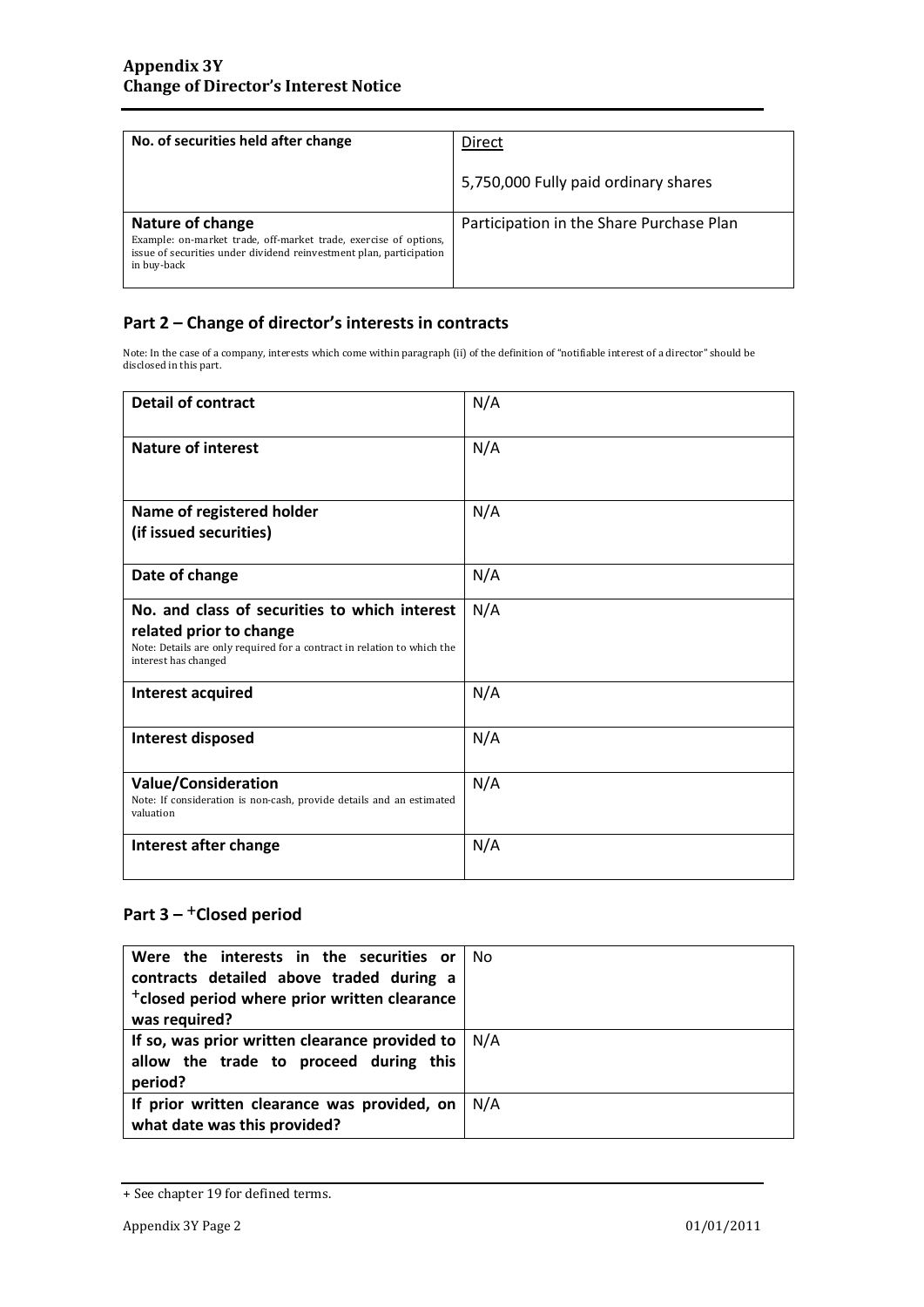| | |
|---|---|
| **No. of securities held after change** | Direct<br><br>5,750,000 Fully paid ordinary shares |
| **Nature of change**<br>Example: on-market trade, off-market trade, exercise of options, issue of securities under dividend reinvestment plan, participation in buy-back | Participation in the Share Purchase Plan |

## Part 2 – Change of director's interests in contracts

Note: In the case of a company, interests which come within paragraph (ii) of the definition of "notifiable interest of a director" should be disclosed in this part.

| | |
|---|---|
| **Detail of contract** | N/A |
| **Nature of interest** | N/A |
| **Name of registered holder (if issued securities)** | N/A |
| **Date of change** | N/A |
| **No. and class of securities to which interest related prior to change**<br>Note: Details are only required for a contract in relation to which the interest has changed | N/A |
| **Interest acquired** | N/A |
| **Interest disposed** | N/A |
| **Value/Consideration**<br>Note: If consideration is non-cash, provide details and an estimated valuation | N/A |
| **Interest after change** | N/A |

## Part 3 – +Closed period

| | |
|---|---|
| **Were the interests in the securities or contracts detailed above traded during a +closed period where prior written clearance was required?** | No |
| **If so, was prior written clearance provided to allow the trade to proceed during this period?** | N/A |
| **If prior written clearance was provided, on what date was this provided?** | N/A |

+ See chapter 19 for defined terms.